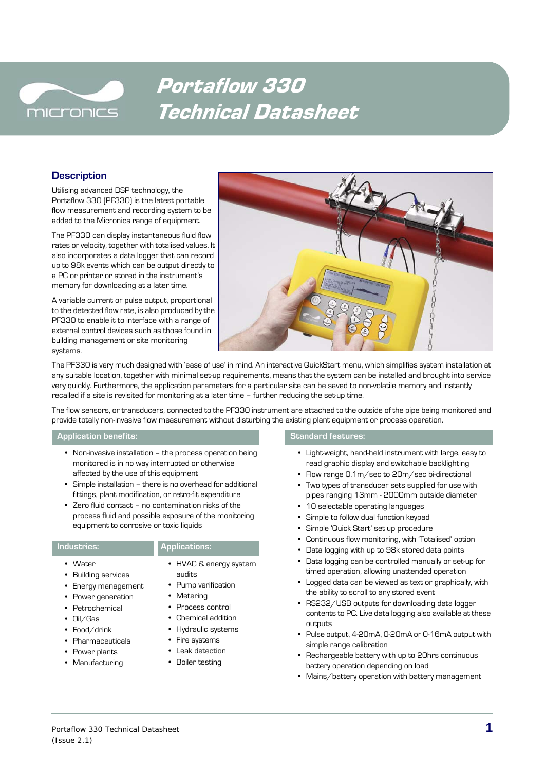# Portaflow 330 Technical Datasheet

## Description

Utilising advanced DSP technology, the Portaflow 330 (PF330) is the latest portable flow measurement and recording system to be added to the Micronics range of equipment.

The PF330 can display instantaneous fluid flow rates or velocity, together with totalised values. It also incorporates a data logger that can record up to 98k events which can be output directly to a PC or printer or stored in the instrument's memory for downloading at a later time.

A variable current or pulse output, proportional to the detected flow rate, is also produced by the PF330 to enable it to interface with a range of external control devices such as those found in building management or site monitoring systems.

The PF330 is very much designed with 'ease of use' in mind. An interactive QuickStart menu, which simplifies system installation at any suitable location, together with minimal set-up requirements, means that the system can be installed and brought into service very quickly. Furthermore, the application parameters for a particular site can be saved to non-volatile memory and instantly recalled if a site is revisited for monitoring at a later time – further reducing the set-up time.

The flow sensors, or transducers, connected to the PF330 instrument are attached to the outside of the pipe being monitored and provide totally non-invasive flow measurement without disturbing the existing plant equipment or process operation.

### Application benefits:

- Non-invasive installation – the process operation being monitored is in no way interrupted or otherwise affected by the use of this equipment
- Simple installation – there is no overhead for additional fittings, plant modification, or retro-fit expenditure
- Zero fluid contact – no contamination risks of the process fluid and possible exposure of the monitoring equipment to corrosive or toxic liquids

### Industries:

- Water
- Building services
- Energy management
- Power generation
- Petrochemical
- Oil/Gas
- Food/drink
- Pharmaceuticals
- Power plants
- Manufacturing

### Applications:

- HVAC & energy system audits
- Pump verification
- Metering
- Process control
- Chemical addition
- Hydraulic systems
- Fire systems
- Leak detection
- Boiler testing

### Standard features:

- Light-weight, hand-held instrument with large, easy to read graphic display and switchable backlighting
- Flow range 0.1m/sec to 20m/sec bi-directional
- Two types of transducer sets supplied for use with pipes ranging 13mm - 2000mm outside diameter
- 10 selectable operating languages
- Simple to follow dual function keypad
- Simple 'Quick Start' set up procedure
- Continuous flow monitoring, with 'Totalised' option
- Data logging with up to 98k stored data points
- Data logging can be controlled manually or set-up for timed operation, allowing unattended operation
- Logged data can be viewed as text or graphically, with the ability to scroll to any stored event
- RS232/USB outputs for downloading data logger contents to PC. Live data logging also available at these outputs
- Pulse output, 4-20mA, 0-20mA or 0-16mA output with simple range calibration
- Rechargeable battery with up to 20hrs continuous battery operation depending on load
- Mains/battery operation with battery management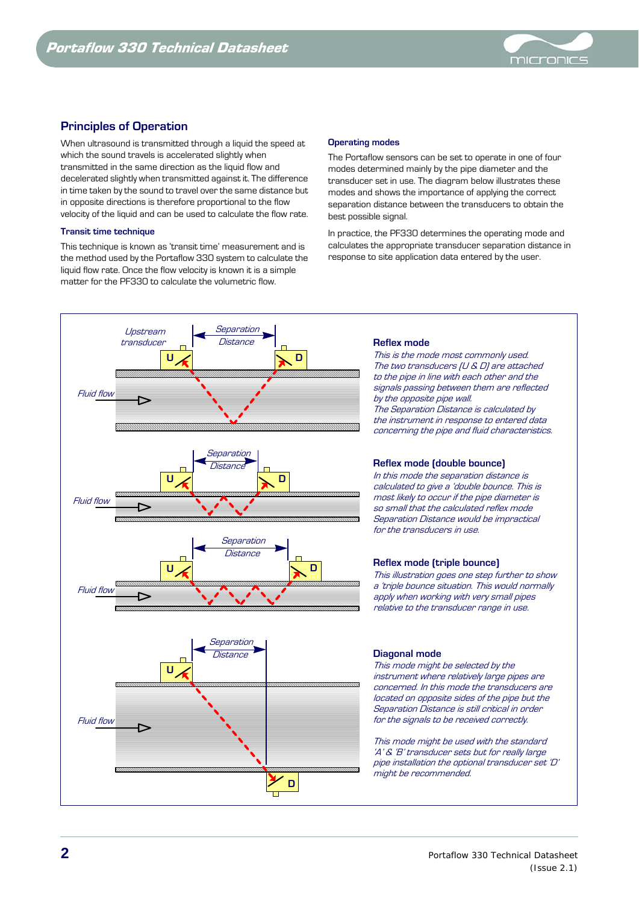## Principles of Operation

When ultrasound is transmitted through a liquid the speed at which the sound travels is accelerated slightly when transmitted in the same direction as the liquid flow and decelerated slightly when transmitted against it. The difference in time taken by the sound to travel over the same distance but in opposite directions is therefore proportional to the flow velocity of the liquid and can be used to calculate the flow rate.

### Transit time technique

This technique is known as 'transit time' measurement and is the method used by the Portaflow 330 system to calculate the liquid flow rate. Once the flow velocity is known it is a simple matter for the PF330 to calculate the volumetric flow.

### Operating modes

The Portaflow sensors can be set to operate in one of four modes determined mainly by the pipe diameter and the transducer set in use. The diagram below illustrates these modes and shows the importance of applying the correct separation distance between the transducers to obtain the best possible signal.

In practice, the PF330 determines the operating mode and calculates the appropriate transducer separation distance in response to site application data entered by the user.

Upstream transducer | Separation Distance | U | D | Fluid flow

### Reflex mode

*This is the mode most commonly used. The two transducers (U & D) are attached to the pipe in line with each other and the signals passing between them are reflected by the opposite pipe wall. The Separation Distance is calculated by the instrument in response to entered data concerning the pipe and fluid characteristics.*

### Reflex mode (double bounce)

*In this mode the separation distance is calculated to give a 'double bounce. This is most likely to occur if the pipe diameter is so small that the calculated reflex mode Separation Distance would be impractical for the transducers in use.*

### Reflex mode (triple bounce)

*This illustration goes one step further to show a 'triple bounce situation. This would normally apply when working with very small pipes relative to the transducer range in use.*

### Diagonal mode

*This mode might be selected by the instrument where relatively large pipes are concerned. In this mode the transducers are located on opposite sides of the pipe but the Separation Distance is still critical in order for the signals to be received correctly.*

*This mode might be used with the standard 'A' & 'B' transducer sets but for really large pipe installation the optional transducer set 'D' might be recommended.*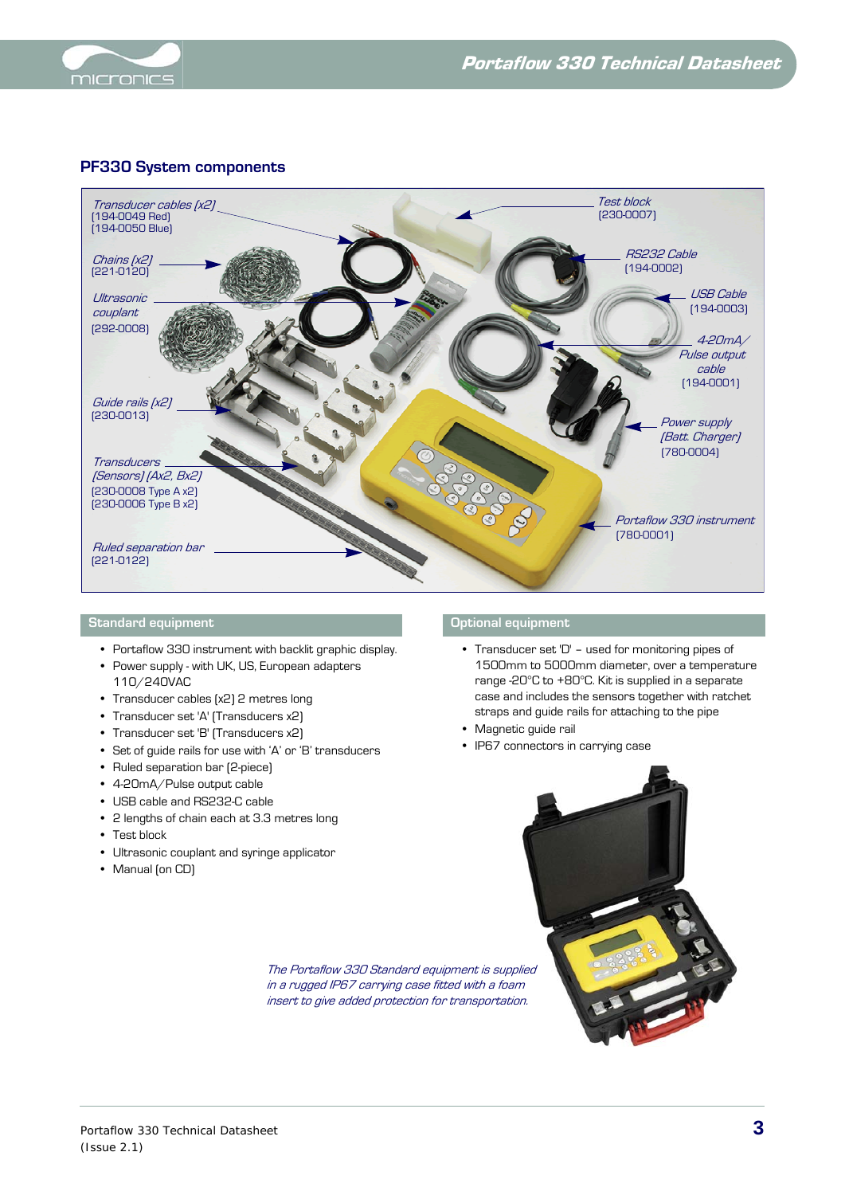## PF330 System components

Transducer cables (x2)
[194-0049 Red]
[194-0050 Blue]

Chains (x2)
[221-0120]

Ultrasonic couplant
[292-0008]

Guide rails (x2)
[230-0013]

Transducers [Sensors] (Ax2, Bx2)
[230-0008 Type A x2]
[230-0006 Type B x2]

Ruled separation bar
[221-0122]

Test block
[230-0007]

RS232 Cable
[194-0002]

USB Cable
[194-0003]

4-20mA/ Pulse output cable
[194-0001]

Power supply (Batt. Charger)
[780-0004]

Portaflow 330 instrument
[780-0001]

### Standard equipment

- Portaflow 330 instrument with backlit graphic display.
- Power supply - with UK, US, European adapters 110/240VAC
- Transducer cables (x2) 2 metres long
- Transducer set 'A' (Transducers x2)
- Transducer set 'B' (Transducers x2)
- Set of guide rails for use with 'A' or 'B' transducers
- Ruled separation bar (2-piece)
- 4-20mA/Pulse output cable
- USB cable and RS232-C cable
- 2 lengths of chain each at 3.3 metres long
- Test block
- Ultrasonic couplant and syringe applicator
- Manual (on CD)

### Optional equipment

- Transducer set 'D' – used for monitoring pipes of 1500mm to 5000mm diameter, over a temperature range -20°C to +80°C. Kit is supplied in a separate case and includes the sensors together with ratchet straps and guide rails for attaching to the pipe
- Magnetic guide rail
- IP67 connectors in carrying case

*The Portaflow 330 Standard equipment is supplied in a rugged IP67 carrying case fitted with a foam insert to give added protection for transportation.*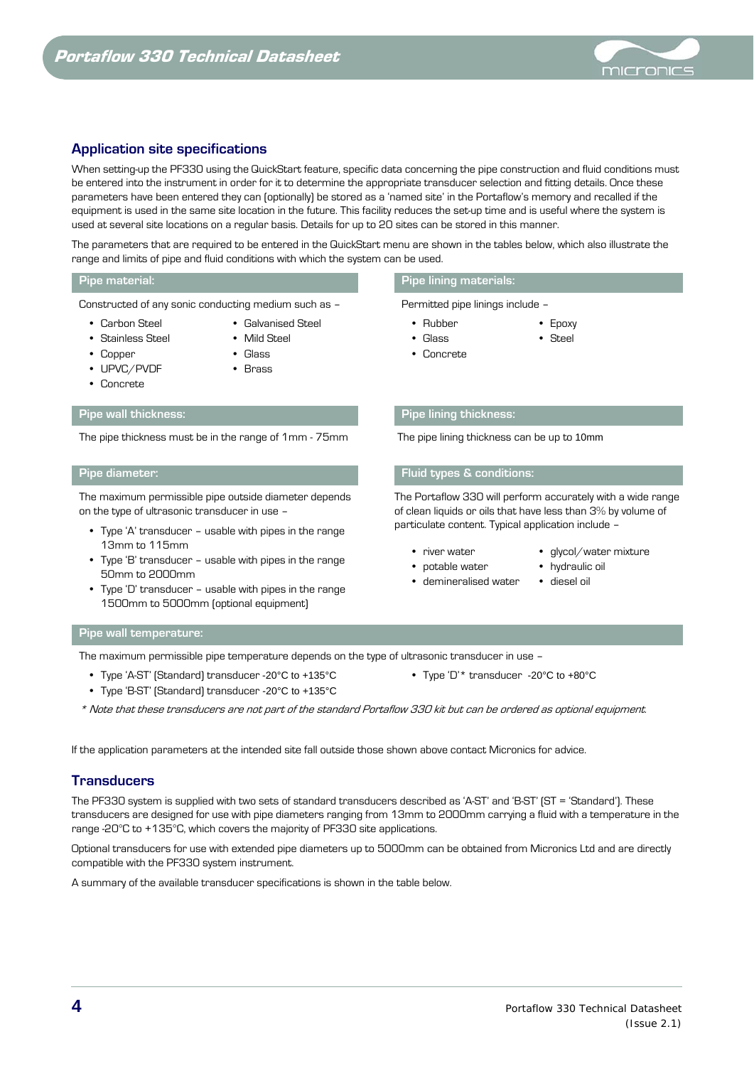## Application site specifications

When setting-up the PF330 using the QuickStart feature, specific data concerning the pipe construction and fluid conditions must be entered into the instrument in order for it to determine the appropriate transducer selection and fitting details. Once these parameters have been entered they can (optionally) be stored as a 'named site' in the Portaflow's memory and recalled if the equipment is used in the same site location in the future. This facility reduces the set-up time and is useful where the system is used at several site locations on a regular basis. Details for up to 20 sites can be stored in this manner.

The parameters that are required to be entered in the QuickStart menu are shown in the tables below, which also illustrate the range and limits of pipe and fluid conditions with which the system can be used.

### Pipe material:

Constructed of any sonic conducting medium such as –

- Carbon Steel
- Stainless Steel
- Copper
- UPVC/PVDF
- Concrete
- Galvanised Steel
- Mild Steel
- Glass
- Brass

### Pipe lining materials:

Permitted pipe linings include –

- Rubber
- Glass
- Concrete
- Epoxy
- Steel

### Pipe wall thickness:

The pipe thickness must be in the range of 1mm - 75mm

### Pipe lining thickness:

The pipe lining thickness can be up to 10mm

### Pipe diameter:

The maximum permissible pipe outside diameter depends on the type of ultrasonic transducer in use –

- Type 'A' transducer – usable with pipes in the range 13mm to 115mm
- Type 'B' transducer – usable with pipes in the range 50mm to 2000mm
- Type 'D' transducer – usable with pipes in the range 1500mm to 5000mm (optional equipment)

### Fluid types & conditions:

The Portaflow 330 will perform accurately with a wide range of clean liquids or oils that have less than 3% by volume of particulate content. Typical application include –

- river water
- potable water
- demineralised water
- glycol/water mixture
- hydraulic oil
- diesel oil

### Pipe wall temperature:

The maximum permissible pipe temperature depends on the type of ultrasonic transducer in use –

- Type 'A-ST' (Standard) transducer -20°C to +135°C
- Type 'B-ST' (Standard) transducer -20°C to +135°C
- Type 'D'* transducer -20°C to +80°C

*\* Note that these transducers are not part of the standard Portaflow 330 kit but can be ordered as optional equipment.*

If the application parameters at the intended site fall outside those shown above contact Micronics for advice.

## Transducers

The PF330 system is supplied with two sets of standard transducers described as 'A-ST' and 'B-ST' (ST = 'Standard'). These transducers are designed for use with pipe diameters ranging from 13mm to 2000mm carrying a fluid with a temperature in the range -20°C to +135°C, which covers the majority of PF330 site applications.

Optional transducers for use with extended pipe diameters up to 5000mm can be obtained from Micronics Ltd and are directly compatible with the PF330 system instrument.

A summary of the available transducer specifications is shown in the table below.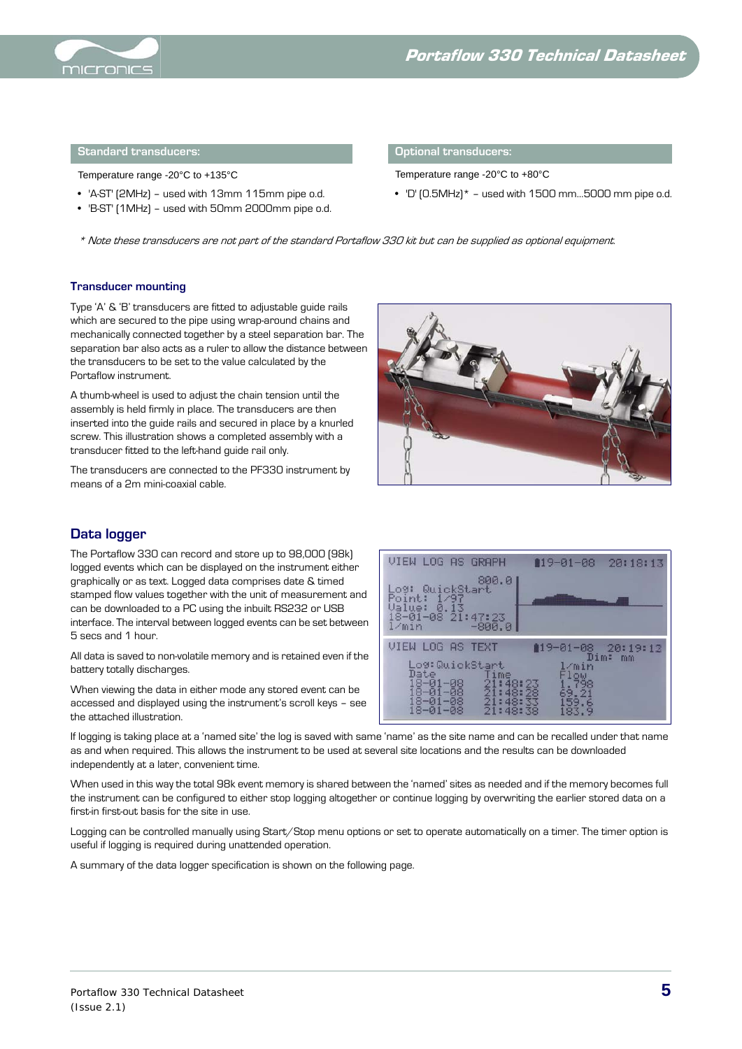**Standard transducers:**

Temperature range -20°C to +135°C

- 'A-ST' (2MHz) – used with 13mm 115mm pipe o.d.
- 'B-ST' (1MHz) – used with 50mm 2000mm pipe o.d.

**Optional transducers:**

Temperature range -20°C to +80°C

- 'D' (0.5MHz)* – used with 1500 mm...5000 mm pipe o.d.

*\* Note these transducers are not part of the standard Portaflow 330 kit but can be supplied as optional equipment.*

### Transducer mounting

Type 'A' & 'B' transducers are fitted to adjustable guide rails which are secured to the pipe using wrap-around chains and mechanically connected together by a steel separation bar. The separation bar also acts as a ruler to allow the distance between the transducers to be set to the value calculated by the Portaflow instrument.

A thumb-wheel is used to adjust the chain tension until the assembly is held firmly in place. The transducers are then inserted into the guide rails and secured in place by a knurled screw. This illustration shows a completed assembly with a transducer fitted to the left-hand guide rail only.

The transducers are connected to the PF330 instrument by means of a 2m mini-coaxial cable.

## Data logger

The Portaflow 330 can record and store up to 98,000 (98k) logged events which can be displayed on the instrument either graphically or as text. Logged data comprises date & timed stamped flow values together with the unit of measurement and can be downloaded to a PC using the inbuilt RS232 or USB interface. The interval between logged events can be set between 5 secs and 1 hour.

All data is saved to non-volatile memory and is retained even if the battery totally discharges.

When viewing the data in either mode any stored event can be accessed and displayed using the instrument's scroll keys – see the attached illustration.

If logging is taking place at a 'named site' the log is saved with same 'name' as the site name and can be recalled under that name as and when required. This allows the instrument to be used at several site locations and the results can be downloaded independently at a later, convenient time.

When used in this way the total 98k event memory is shared between the 'named' sites as needed and if the memory becomes full the instrument can be configured to either stop logging altogether or continue logging by overwriting the earlier stored data on a first-in first-out basis for the site in use.

Logging can be controlled manually using Start/Stop menu options or set to operate automatically on a timer. The timer option is useful if logging is required during unattended operation.

A summary of the data logger specification is shown on the following page.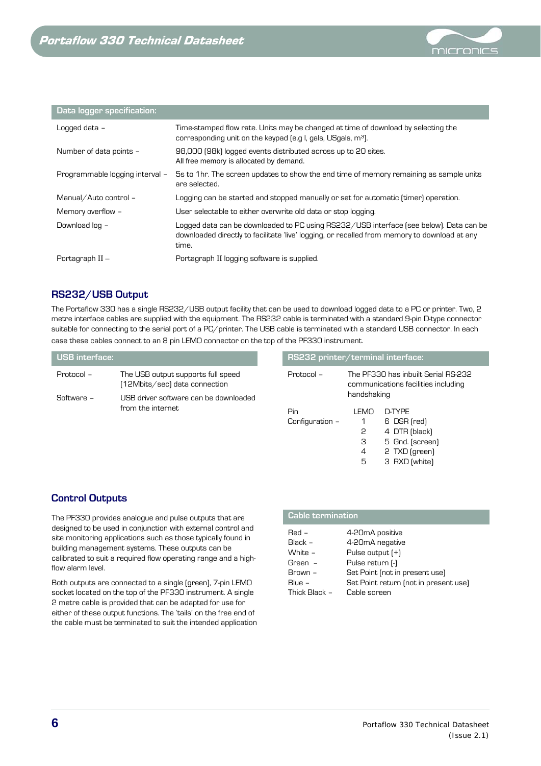| Data logger specification: | |
|---|---|
| Logged data – | Time-stamped flow rate. Units may be changed at time of download by selecting the corresponding unit on the keypad (e.g l, gals, USgals, $m^3$). |
| Number of data points – | 98,000 (98k) logged events distributed across up to 20 sites. All free memory is allocated by demand. |
| Programmable logging interval – | 5s to 1hr. The screen updates to show the end time of memory remaining as sample units are selected. |
| Manual/Auto control – | Logging can be started and stopped manually or set for automatic (timer) operation. |
| Memory overflow – | User selectable to either overwrite old data or stop logging. |
| Download log – | Logged data can be downloaded to PC using RS232/USB interface (see below). Data can be downloaded directly to facilitate 'live' logging, or recalled from memory to download at any time. |
| Portagraph II – | Portagraph II logging software is supplied. |

## RS232/USB Output

The Portaflow 330 has a single RS232/USB output facility that can be used to download logged data to a PC or printer. Two, 2 metre interface cables are supplied with the equipment. The RS232 cable is terminated with a standard 9-pin D-type connector suitable for connecting to the serial port of a PC/printer. The USB cable is terminated with a standard USB connector. In each case these cables connect to an 8 pin LEMO connector on the top of the PF330 instrument.

| USB interface: | |
|---|---|
| Protocol – | The USB output supports full speed (12Mbits/sec) data connection |
| Software – | USB driver software can be downloaded from the internet |

| RS232 printer/terminal interface: | | |
|---|---|---|
| Protocol – | The PF330 has inbuilt Serial RS-232 communications facilities including handshaking | |
| Pin Configuration – | LEMO | D-TYPE |
| | 1 | 6 DSR (red) |
| | 2 | 4 DTR (black) |
| | 3 | 5 Gnd. (screen) |
| | 4 | 2 TXD (green) |
| | 5 | 3 RXD (white) |

## Control Outputs

The PF330 provides analogue and pulse outputs that are designed to be used in conjunction with external control and site monitoring applications such as those typically found in building management systems. These outputs can be calibrated to suit a required flow operating range and a high-flow alarm level.

Both outputs are connected to a single (green), 7-pin LEMO socket located on the top of the PF330 instrument. A single 2 metre cable is provided that can be adapted for use for either of these output functions. The 'tails' on the free end of the cable must be terminated to suit the intended application

| Cable termination | |
|---|---|
| Red – | 4-20mA positive |
| Black – | 4-20mA negative |
| White – | Pulse output (+) |
| Green – | Pulse return (-) |
| Brown – | Set Point (not in present use) |
| Blue – | Set Point return (not in present use) |
| Thick Black – | Cable screen |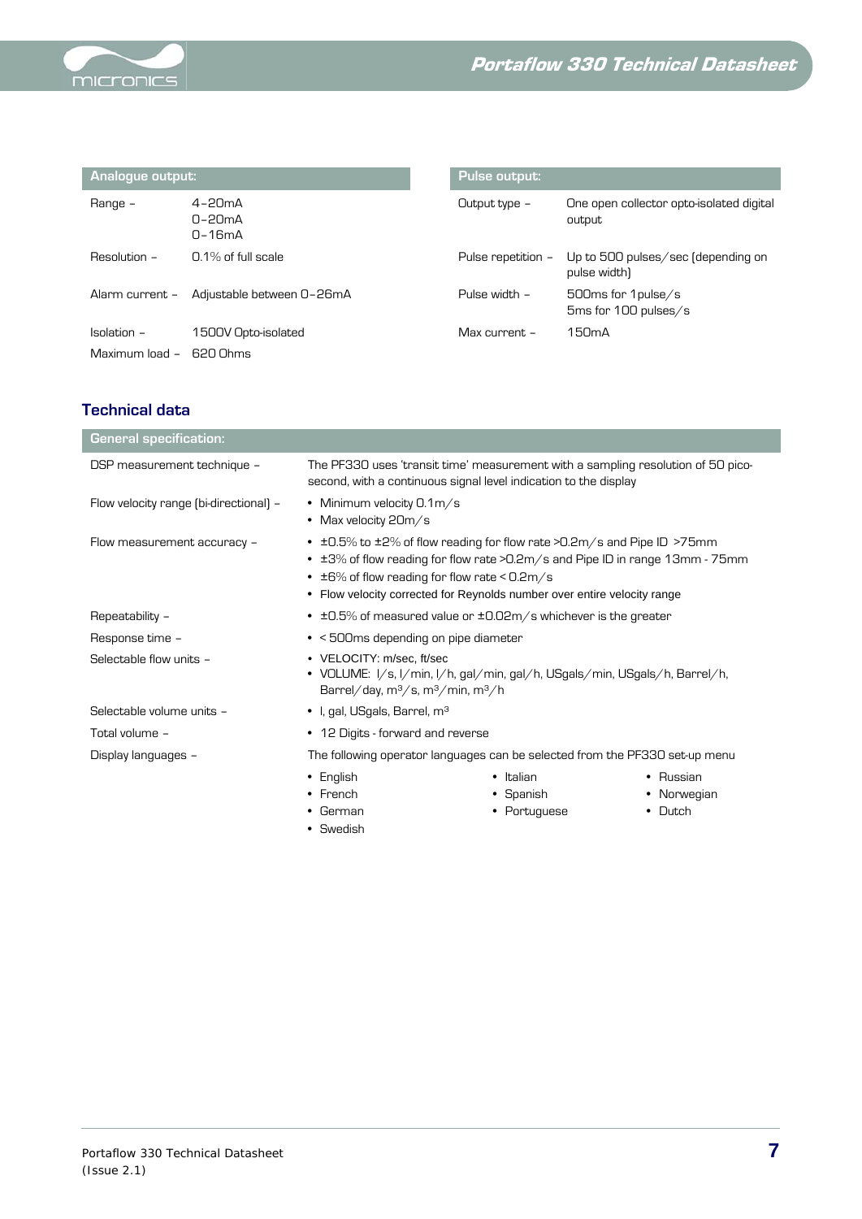| Analogue output: | |
|---|---|
| Range – | 4–20mA<br>0–20mA<br>0–16mA |
| Resolution – | 0.1% of full scale |
| Alarm current – | Adjustable between 0–26mA |
| Isolation – | 1500V Opto-isolated |
| Maximum load – | 620 Ohms |

| Pulse output: | |
|---|---|
| Output type – | One open collector opto-isolated digital output |
| Pulse repetition – | Up to 500 pulses/sec (depending on pulse width) |
| Pulse width – | 500ms for 1pulse/s<br>5ms for 100 pulses/s |
| Max current – | 150mA |

## Technical data

| General specification: | |
|---|---|
| DSP measurement technique – | The PF330 uses 'transit time' measurement with a sampling resolution of 50 pico-second, with a continuous signal level indication to the display |
| Flow velocity range (bi-directional) – | • Minimum velocity 0.1m/s<br>• Max velocity 20m/s |
| Flow measurement accuracy – | • ±0.5% to ±2% of flow reading for flow rate >0.2m/s and Pipe ID >75mm<br>• ±3% of flow reading for flow rate >0.2m/s and Pipe ID in range 13mm - 75mm<br>• ±6% of flow reading for flow rate < 0.2m/s<br>• Flow velocity corrected for Reynolds number over entire velocity range |
| Repeatability – | • ±0.5% of measured value or ±0.02m/s whichever is the greater |
| Response time – | • < 500ms depending on pipe diameter |
| Selectable flow units – | • VELOCITY: m/sec, ft/sec<br>• VOLUME: l/s, l/min, l/h, gal/min, gal/h, USgals/min, USgals/h, Barrel/h, Barrel/day, $m^3$/s, $m^3$/min, $m^3$/h |
| Selectable volume units – | • l, gal, USgals, Barrel, $m^3$ |
| Total volume – | • 12 Digits - forward and reverse |
| Display languages – | The following operator languages can be selected from the PF330 set-up menu<br>• English • French • German • Swedish • Italian • Spanish • Portuguese • Russian • Norwegian • Dutch |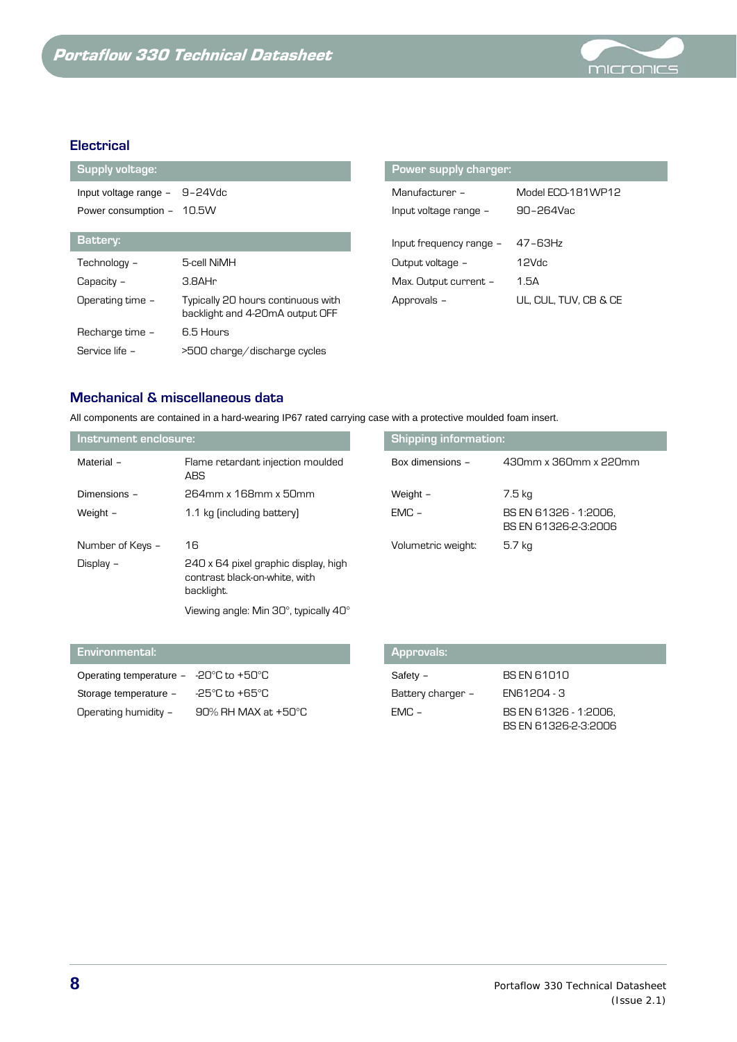## Electrical

| Supply voltage: | |
|---|---|
| Input voltage range – | 9–24Vdc |
| Power consumption – | 10.5W |

| Battery: | |
|---|---|
| Technology – | 5-cell NiMH |
| Capacity – | 3.8AHr |
| Operating time – | Typically 20 hours continuous with backlight and 4-20mA output OFF |
| Recharge time – | 6.5 Hours |
| Service life – | >500 charge/discharge cycles |

| Power supply charger: | |
|---|---|
| Manufacturer – | Model ECO-181WP12 |
| Input voltage range – | 90–264Vac |
| Input frequency range – | 47–63Hz |
| Output voltage – | 12Vdc |
| Max. Output current – | 1.5A |
| Approvals – | UL, CUL, TUV, CB & CE |

## Mechanical & miscellaneous data

All components are contained in a hard-wearing IP67 rated carrying case with a protective moulded foam insert.

| Instrument enclosure: | |
|---|---|
| Material – | Flame retardant injection moulded ABS |
| Dimensions – | 264mm x 168mm x 50mm |
| Weight – | 1.1 kg (including battery) |
| Number of Keys – | 16 |
| Display – | 240 x 64 pixel graphic display, high contrast black-on-white, with backlight. Viewing angle: Min 30°, typically 40° |

| Shipping information: | |
|---|---|
| Box dimensions – | 430mm x 360mm x 220mm |
| Weight – | 7.5 kg |
| EMC – | BS EN 61326 - 1:2006, BS EN 61326-2-3:2006 |
| Volumetric weight: | 5.7 kg |

| Environmental: | |
|---|---|
| Operating temperature – | -20°C to +50°C |
| Storage temperature – | -25°C to +65°C |
| Operating humidity – | 90% RH MAX at +50°C |

| Approvals: | |
|---|---|
| Safety – | BS EN 61010 |
| Battery charger – | EN61204 - 3 |
| EMC – | BS EN 61326 - 1:2006, BS EN 61326-2-3:2006 |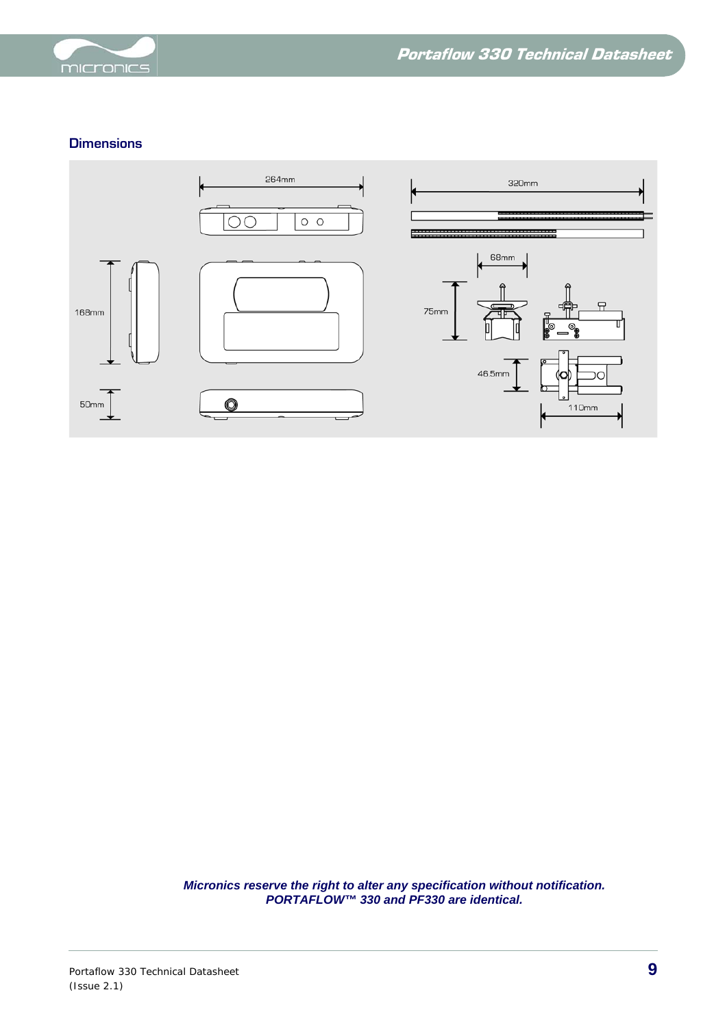## Dimensions

264mm

320mm

168mm

68mm

75mm

46.5mm

50mm

110mm

***Micronics reserve the right to alter any specification without notification.***
***PORTAFLOW™ 330 and PF330 are identical.***